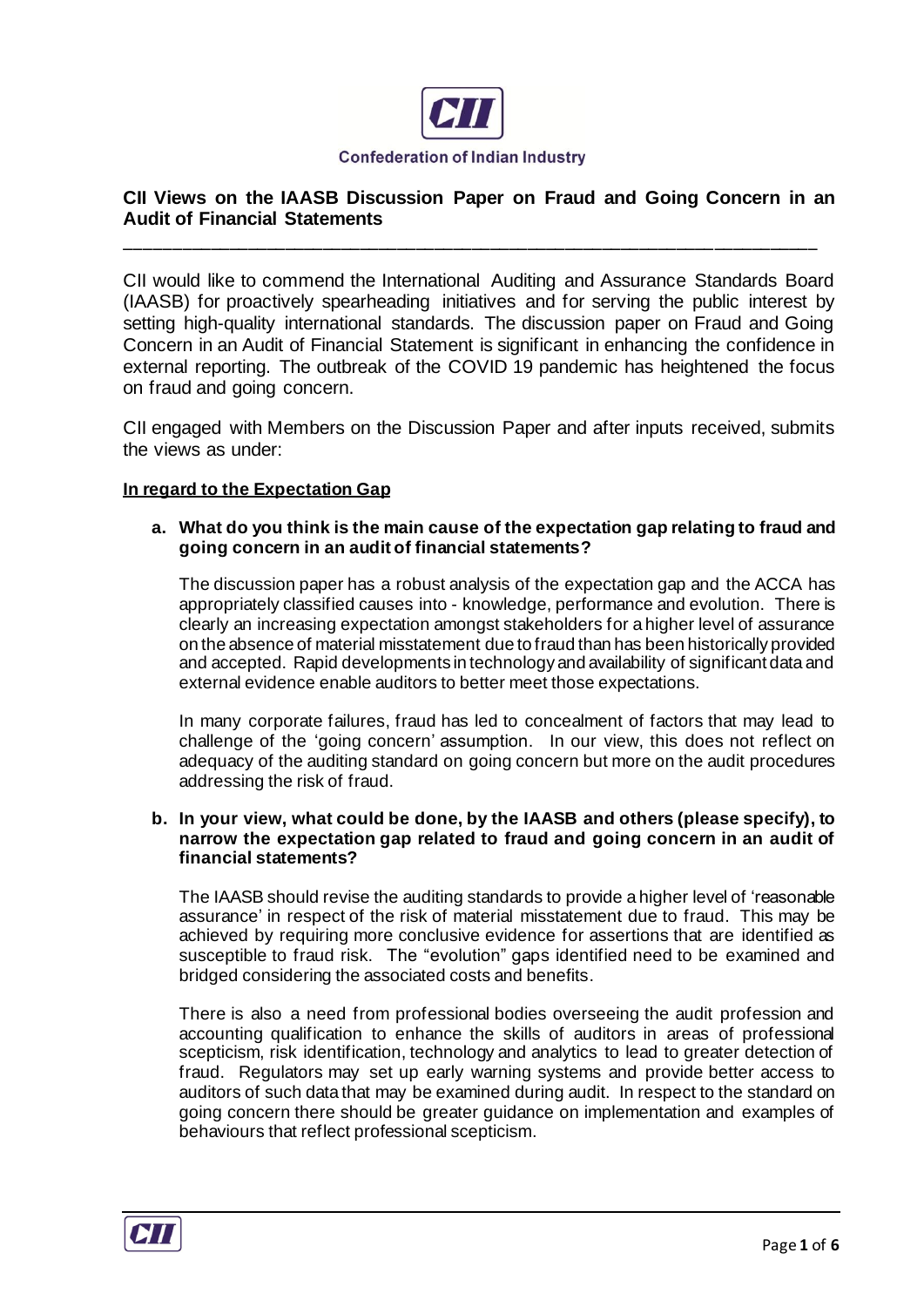Confederation of Indian Industry

## CII Views on the IAASB Discussion Paper on Fraud and Going Concern in an Audit of Financial Statements

CII would like to commend the International Auditing and Assurance Standards Board (IAASB) for proactively spearheading initiatives and for serving the public interest by setting high-quality international standards. The discussion paper on Fraud and Going Concern in an Audit of Financial Statement is significant in enhancing the confidence in external reporting. The outbreak of the COVID 19 pandemic has heightened the focus on fraud and going concern.

CII engaged with Members on the Discussion Paper and after inputs received, submits the views as under:

**In regard to the Expectation Gap**

**a. What do you think is the main cause of the expectation gap relating to fraud and going concern in an audit of financial statements?**

The discussion paper has a robust analysis of the expectation gap and the ACCA has appropriately classified causes into - knowledge, performance and evolution. There is clearly an increasing expectation amongst stakeholders for a higher level of assurance on the absence of material misstatement due to fraud than has been historically provided and accepted. Rapid developments in technology and availability of significant data and external evidence enable auditors to better meet those expectations.

In many corporate failures, fraud has led to concealment of factors that may lead to challenge of the 'going concern' assumption. In our view, this does not reflect on adequacy of the auditing standard on going concern but more on the audit procedures addressing the risk of fraud.

**b. In your view, what could be done, by the IAASB and others (please specify), to narrow the expectation gap related to fraud and going concern in an audit of financial statements?**

The IAASB should revise the auditing standards to provide a higher level of 'reasonable assurance' in respect of the risk of material misstatement due to fraud. This may be achieved by requiring more conclusive evidence for assertions that are identified as susceptible to fraud risk. The "evolution" gaps identified need to be examined and bridged considering the associated costs and benefits.

There is also a need from professional bodies overseeing the audit profession and accounting qualification to enhance the skills of auditors in areas of professional scepticism, risk identification, technology and analytics to lead to greater detection of fraud. Regulators may set up early warning systems and provide better access to auditors of such data that may be examined during audit. In respect to the standard on going concern there should be greater guidance on implementation and examples of behaviours that reflect professional scepticism.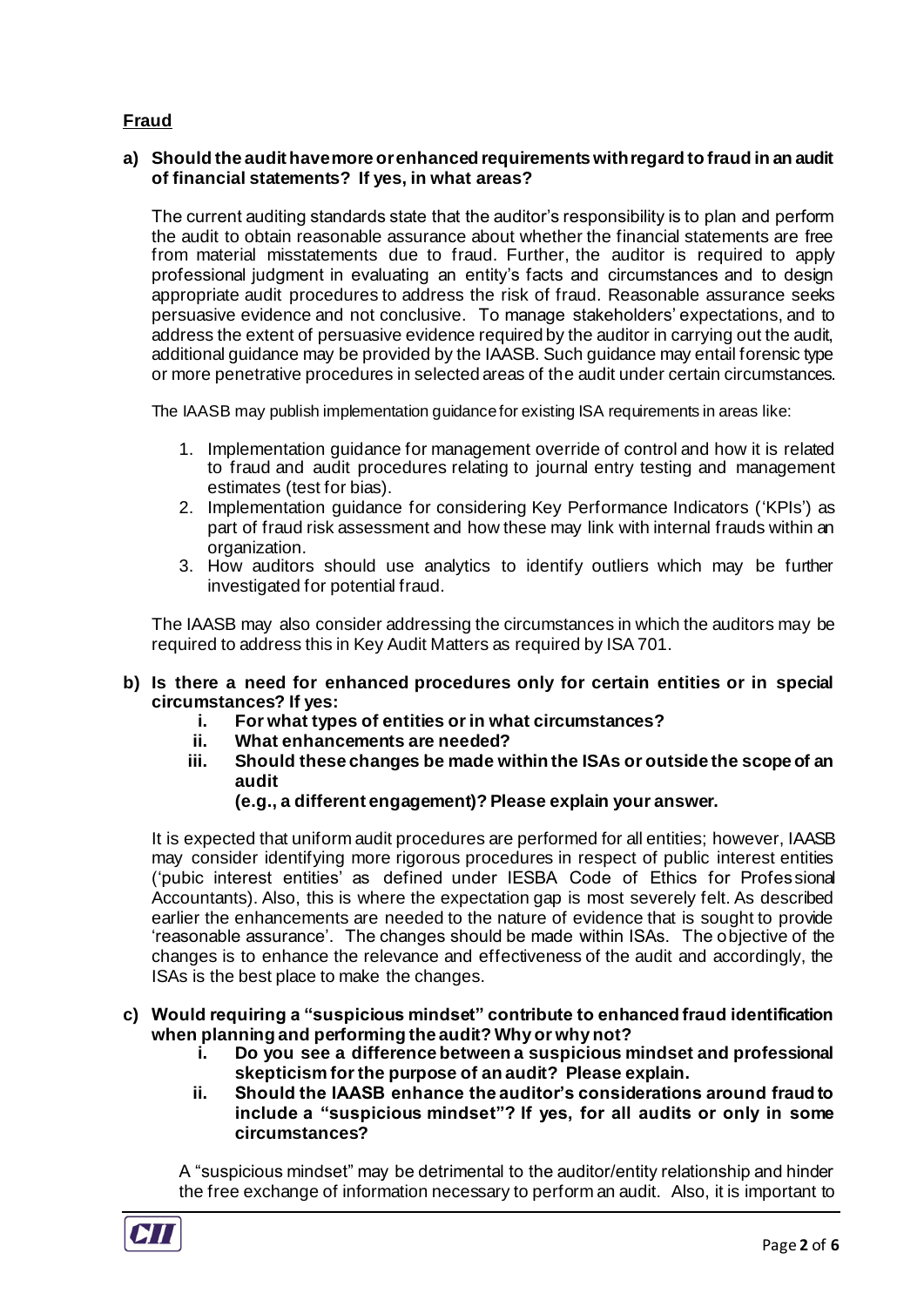## Fraud

**a) Should the audit have more or enhanced requirements with regard to fraud in an audit of financial statements? If yes, in what areas?**

The current auditing standards state that the auditor's responsibility is to plan and perform the audit to obtain reasonable assurance about whether the financial statements are free from material misstatements due to fraud. Further, the auditor is required to apply professional judgment in evaluating an entity's facts and circumstances and to design appropriate audit procedures to address the risk of fraud. Reasonable assurance seeks persuasive evidence and not conclusive. To manage stakeholders' expectations, and to address the extent of persuasive evidence required by the auditor in carrying out the audit, additional guidance may be provided by the IAASB. Such guidance may entail forensic type or more penetrative procedures in selected areas of the audit under certain circumstances.

The IAASB may publish implementation guidance for existing ISA requirements in areas like:

1. Implementation guidance for management override of control and how it is related to fraud and audit procedures relating to journal entry testing and management estimates (test for bias).
2. Implementation guidance for considering Key Performance Indicators ('KPIs') as part of fraud risk assessment and how these may link with internal frauds within an organization.
3. How auditors should use analytics to identify outliers which may be further investigated for potential fraud.

The IAASB may also consider addressing the circumstances in which the auditors may be required to address this in Key Audit Matters as required by ISA 701.

**b) Is there a need for enhanced procedures only for certain entities or in special circumstances? If yes:**

**i. For what types of entities or in what circumstances?**

**ii. What enhancements are needed?**

**iii. Should these changes be made within the ISAs or outside the scope of an audit (e.g., a different engagement)? Please explain your answer.**

It is expected that uniform audit procedures are performed for all entities; however, IAASB may consider identifying more rigorous procedures in respect of public interest entities ('pubic interest entities' as defined under IESBA Code of Ethics for Professional Accountants). Also, this is where the expectation gap is most severely felt. As described earlier the enhancements are needed to the nature of evidence that is sought to provide 'reasonable assurance'. The changes should be made within ISAs. The objective of the changes is to enhance the relevance and effectiveness of the audit and accordingly, the ISAs is the best place to make the changes.

**c) Would requiring a "suspicious mindset" contribute to enhanced fraud identification when planning and performing the audit? Why or why not?**

**i. Do you see a difference between a suspicious mindset and professional skepticism for the purpose of an audit? Please explain.**

**ii. Should the IAASB enhance the auditor's considerations around fraud to include a "suspicious mindset"? If yes, for all audits or only in some circumstances?**

A "suspicious mindset" may be detrimental to the auditor/entity relationship and hinder the free exchange of information necessary to perform an audit. Also, it is important to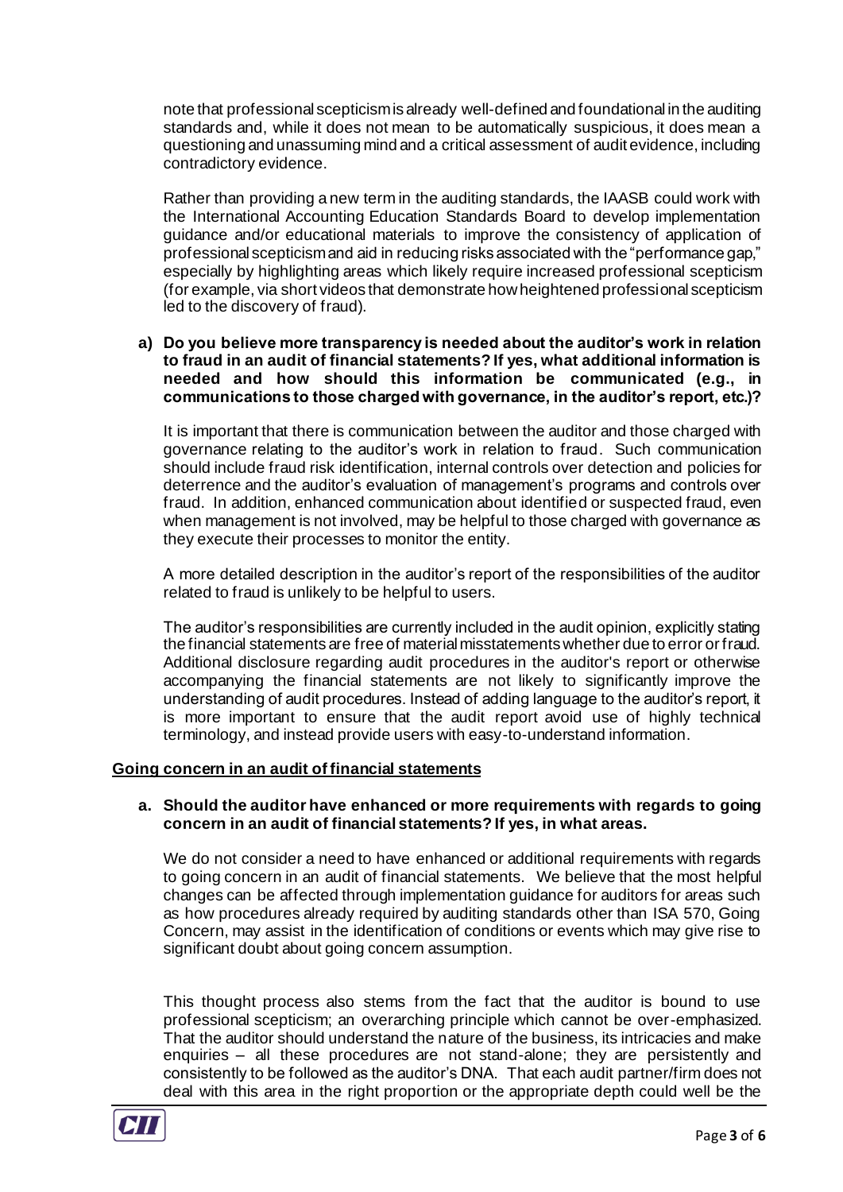note that professional scepticism is already well-defined and foundational in the auditing standards and, while it does not mean to be automatically suspicious, it does mean a questioning and unassuming mind and a critical assessment of audit evidence, including contradictory evidence.

Rather than providing a new term in the auditing standards, the IAASB could work with the International Accounting Education Standards Board to develop implementation guidance and/or educational materials to improve the consistency of application of professional scepticism and aid in reducing risks associated with the "performance gap," especially by highlighting areas which likely require increased professional scepticism (for example, via short videos that demonstrate how heightened professional scepticism led to the discovery of fraud).

**a) Do you believe more transparency is needed about the auditor's work in relation to fraud in an audit of financial statements? If yes, what additional information is needed and how should this information be communicated (e.g., in communications to those charged with governance, in the auditor's report, etc.)?**

It is important that there is communication between the auditor and those charged with governance relating to the auditor's work in relation to fraud. Such communication should include fraud risk identification, internal controls over detection and policies for deterrence and the auditor's evaluation of management's programs and controls over fraud. In addition, enhanced communication about identified or suspected fraud, even when management is not involved, may be helpful to those charged with governance as they execute their processes to monitor the entity.

A more detailed description in the auditor's report of the responsibilities of the auditor related to fraud is unlikely to be helpful to users.

The auditor's responsibilities are currently included in the audit opinion, explicitly stating the financial statements are free of material misstatements whether due to error or fraud. Additional disclosure regarding audit procedures in the auditor's report or otherwise accompanying the financial statements are not likely to significantly improve the understanding of audit procedures. Instead of adding language to the auditor's report, it is more important to ensure that the audit report avoid use of highly technical terminology, and instead provide users with easy-to-understand information.

**Going concern in an audit of financial statements**

**a. Should the auditor have enhanced or more requirements with regards to going concern in an audit of financial statements? If yes, in what areas.**

We do not consider a need to have enhanced or additional requirements with regards to going concern in an audit of financial statements. We believe that the most helpful changes can be affected through implementation guidance for auditors for areas such as how procedures already required by auditing standards other than ISA 570, Going Concern, may assist in the identification of conditions or events which may give rise to significant doubt about going concern assumption.

This thought process also stems from the fact that the auditor is bound to use professional scepticism; an overarching principle which cannot be over-emphasized. That the auditor should understand the nature of the business, its intricacies and make enquiries – all these procedures are not stand-alone; they are persistently and consistently to be followed as the auditor's DNA. That each audit partner/firm does not deal with this area in the right proportion or the appropriate depth could well be the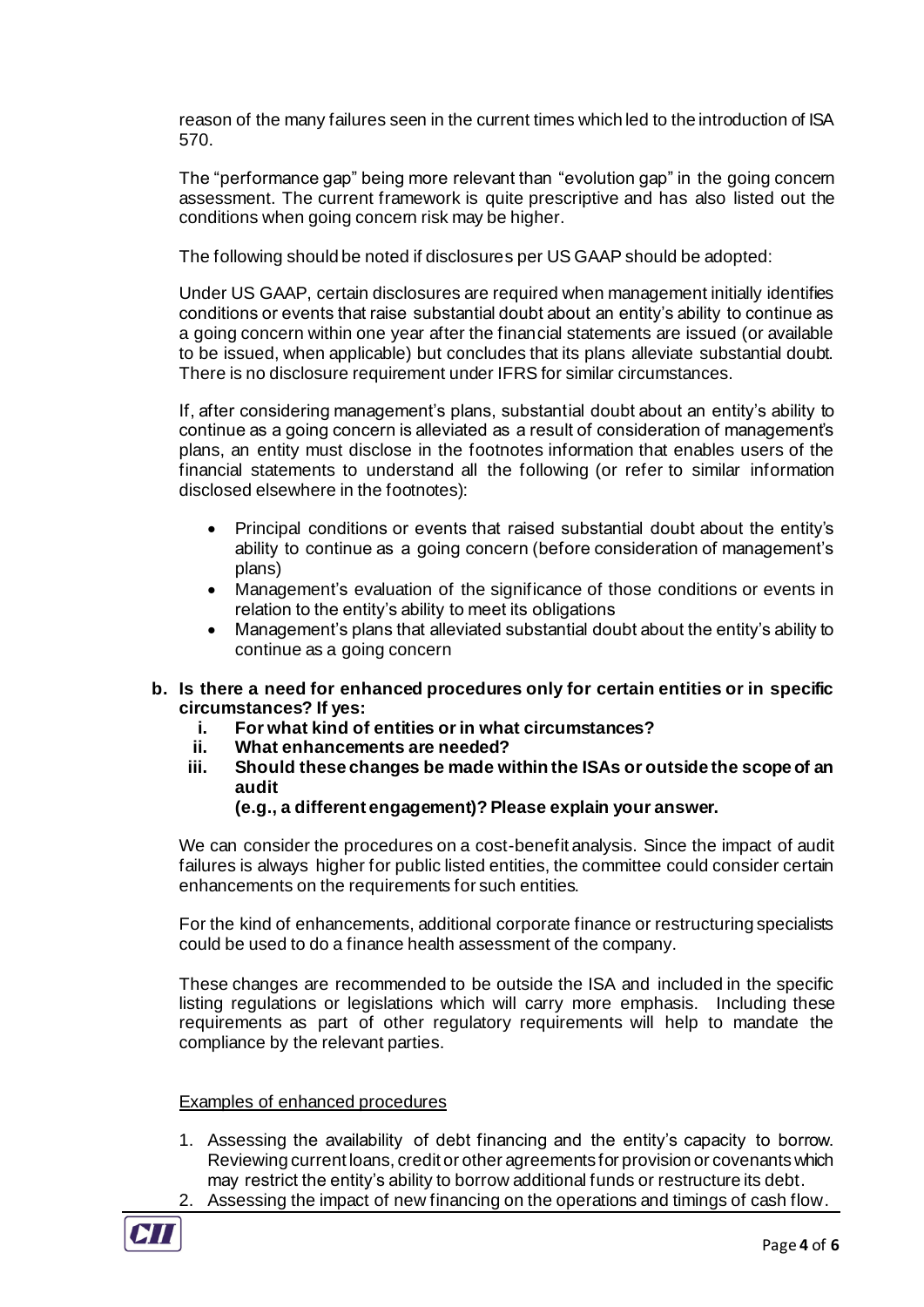reason of the many failures seen in the current times which led to the introduction of ISA 570.

The "performance gap" being more relevant than "evolution gap" in the going concern assessment. The current framework is quite prescriptive and has also listed out the conditions when going concern risk may be higher.

The following should be noted if disclosures per US GAAP should be adopted:

Under US GAAP, certain disclosures are required when management initially identifies conditions or events that raise substantial doubt about an entity's ability to continue as a going concern within one year after the financial statements are issued (or available to be issued, when applicable) but concludes that its plans alleviate substantial doubt. There is no disclosure requirement under IFRS for similar circumstances.

If, after considering management's plans, substantial doubt about an entity's ability to continue as a going concern is alleviated as a result of consideration of management's plans, an entity must disclose in the footnotes information that enables users of the financial statements to understand all the following (or refer to similar information disclosed elsewhere in the footnotes):

- Principal conditions or events that raised substantial doubt about the entity's ability to continue as a going concern (before consideration of management's plans)
- Management's evaluation of the significance of those conditions or events in relation to the entity's ability to meet its obligations
- Management's plans that alleviated substantial doubt about the entity's ability to continue as a going concern

**b. Is there a need for enhanced procedures only for certain entities or in specific circumstances? If yes:**

  **i. For what kind of entities or in what circumstances?**

  **ii. What enhancements are needed?**

  **iii. Should these changes be made within the ISAs or outside the scope of an audit (e.g., a different engagement)? Please explain your answer.**

We can consider the procedures on a cost-benefit analysis. Since the impact of audit failures is always higher for public listed entities, the committee could consider certain enhancements on the requirements for such entities.

For the kind of enhancements, additional corporate finance or restructuring specialists could be used to do a finance health assessment of the company.

These changes are recommended to be outside the ISA and included in the specific listing regulations or legislations which will carry more emphasis. Including these requirements as part of other regulatory requirements will help to mandate the compliance by the relevant parties.

<u>Examples of enhanced procedures</u>

1. Assessing the availability of debt financing and the entity's capacity to borrow. Reviewing current loans, credit or other agreements for provision or covenants which may restrict the entity's ability to borrow additional funds or restructure its debt.
2. Assessing the impact of new financing on the operations and timings of cash flow.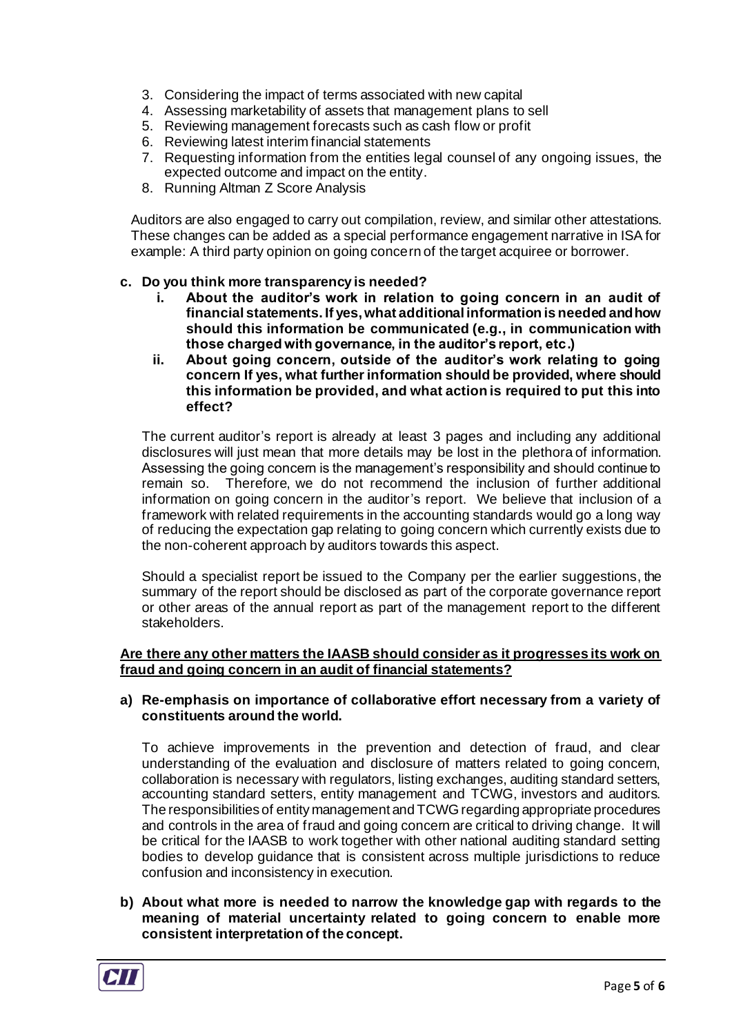3. Considering the impact of terms associated with new capital
4. Assessing marketability of assets that management plans to sell
5. Reviewing management forecasts such as cash flow or profit
6. Reviewing latest interim financial statements
7. Requesting information from the entities legal counsel of any ongoing issues, the expected outcome and impact on the entity.
8. Running Altman Z Score Analysis

Auditors are also engaged to carry out compilation, review, and similar other attestations. These changes can be added as a special performance engagement narrative in ISA for example: A third party opinion on going concern of the target acquiree or borrower.

**c. Do you think more transparency is needed?**

**i. About the auditor's work in relation to going concern in an audit of financial statements. If yes, what additional information is needed and how should this information be communicated (e.g., in communication with those charged with governance, in the auditor's report, etc.)**

**ii. About going concern, outside of the auditor's work relating to going concern If yes, what further information should be provided, where should this information be provided, and what action is required to put this into effect?**

The current auditor's report is already at least 3 pages and including any additional disclosures will just mean that more details may be lost in the plethora of information. Assessing the going concern is the management's responsibility and should continue to remain so. Therefore, we do not recommend the inclusion of further additional information on going concern in the auditor's report. We believe that inclusion of a framework with related requirements in the accounting standards would go a long way of reducing the expectation gap relating to going concern which currently exists due to the non-coherent approach by auditors towards this aspect.

Should a specialist report be issued to the Company per the earlier suggestions, the summary of the report should be disclosed as part of the corporate governance report or other areas of the annual report as part of the management report to the different stakeholders.

**<u>Are there any other matters the IAASB should consider as it progresses its work on fraud and going concern in an audit of financial statements?</u>**

**a) Re-emphasis on importance of collaborative effort necessary from a variety of constituents around the world.**

To achieve improvements in the prevention and detection of fraud, and clear understanding of the evaluation and disclosure of matters related to going concern, collaboration is necessary with regulators, listing exchanges, auditing standard setters, accounting standard setters, entity management and TCWG, investors and auditors. The responsibilities of entity management and TCWG regarding appropriate procedures and controls in the area of fraud and going concern are critical to driving change. It will be critical for the IAASB to work together with other national auditing standard setting bodies to develop guidance that is consistent across multiple jurisdictions to reduce confusion and inconsistency in execution.

**b) About what more is needed to narrow the knowledge gap with regards to the meaning of material uncertainty related to going concern to enable more consistent interpretation of the concept.**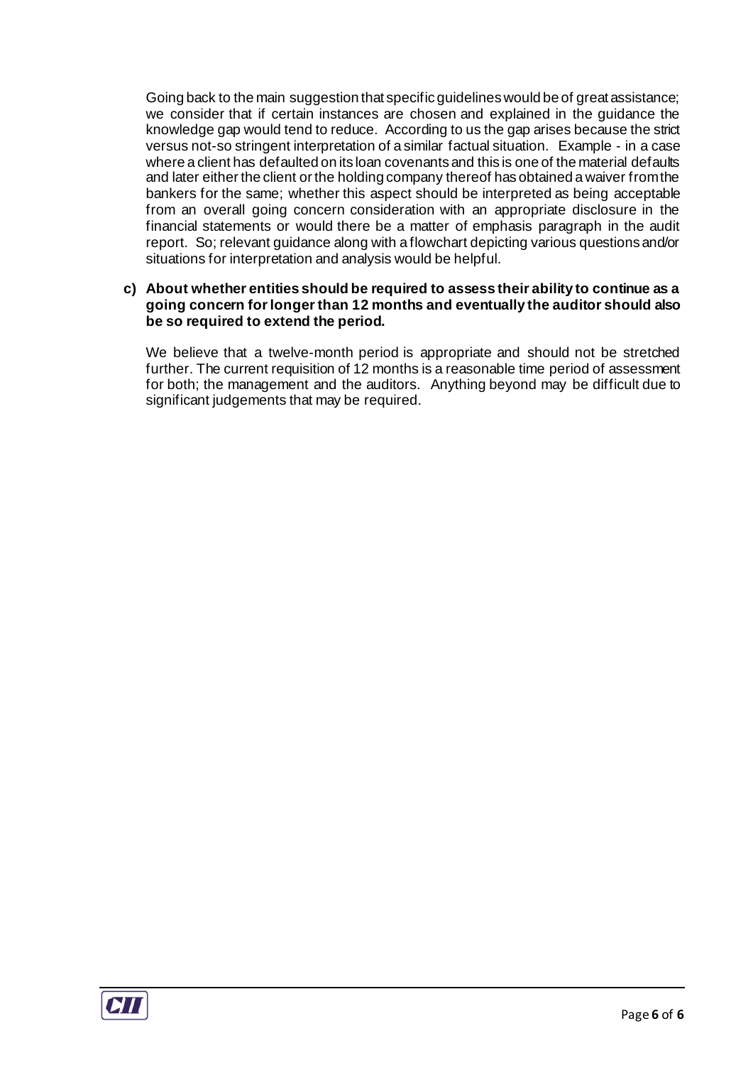Going back to the main suggestion that specific guidelines would be of great assistance; we consider that if certain instances are chosen and explained in the guidance the knowledge gap would tend to reduce. According to us the gap arises because the strict versus not-so stringent interpretation of a similar factual situation. Example - in a case where a client has defaulted on its loan covenants and this is one of the material defaults and later either the client or the holding company thereof has obtained a waiver from the bankers for the same; whether this aspect should be interpreted as being acceptable from an overall going concern consideration with an appropriate disclosure in the financial statements or would there be a matter of emphasis paragraph in the audit report. So; relevant guidance along with a flowchart depicting various questions and/or situations for interpretation and analysis would be helpful.

**c) About whether entities should be required to assess their ability to continue as a going concern for longer than 12 months and eventually the auditor should also be so required to extend the period.**

We believe that a twelve-month period is appropriate and should not be stretched further. The current requisition of 12 months is a reasonable time period of assessment for both; the management and the auditors. Anything beyond may be difficult due to significant judgements that may be required.